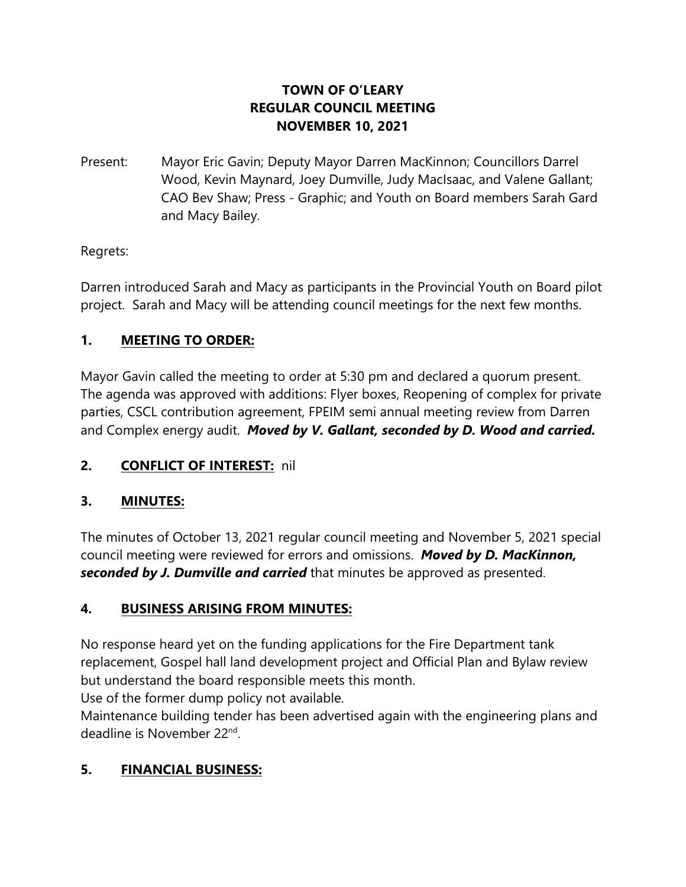**TOWN OF O'LEARY**
**REGULAR COUNCIL MEETING**
**NOVEMBER 10, 2021**

Present: Mayor Eric Gavin; Deputy Mayor Darren MacKinnon; Councillors Darrel Wood, Kevin Maynard, Joey Dumville, Judy MacIsaac, and Valene Gallant; CAO Bev Shaw; Press - Graphic; and Youth on Board members Sarah Gard and Macy Bailey.

Regrets:

Darren introduced Sarah and Macy as participants in the Provincial Youth on Board pilot project. Sarah and Macy will be attending council meetings for the next few months.

## 1. MEETING TO ORDER:

Mayor Gavin called the meeting to order at 5:30 pm and declared a quorum present. The agenda was approved with additions: Flyer boxes, Reopening of complex for private parties, CSCL contribution agreement, FPEIM semi annual meeting review from Darren and Complex energy audit. ***Moved by V. Gallant, seconded by D. Wood and carried.***

## 2. CONFLICT OF INTEREST: nil

## 3. MINUTES:

The minutes of October 13, 2021 regular council meeting and November 5, 2021 special council meeting were reviewed for errors and omissions. ***Moved by D. MacKinnon, seconded by J. Dumville and carried*** that minutes be approved as presented.

## 4. BUSINESS ARISING FROM MINUTES:

No response heard yet on the funding applications for the Fire Department tank replacement, Gospel hall land development project and Official Plan and Bylaw review but understand the board responsible meets this month.

Use of the former dump policy not available.

Maintenance building tender has been advertised again with the engineering plans and deadline is November 22nd.

## 5. FINANCIAL BUSINESS: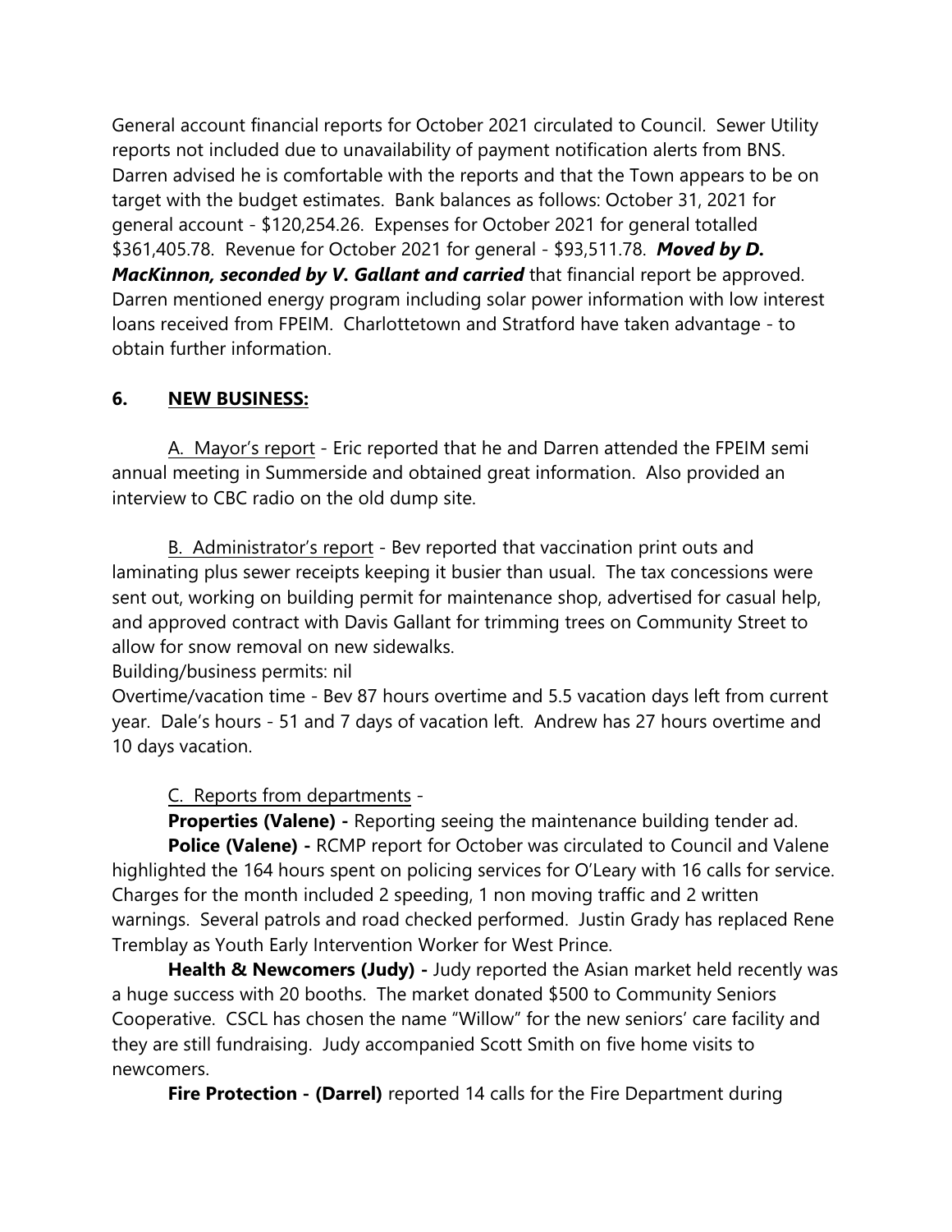General account financial reports for October 2021 circulated to Council. Sewer Utility reports not included due to unavailability of payment notification alerts from BNS. Darren advised he is comfortable with the reports and that the Town appears to be on target with the budget estimates. Bank balances as follows: October 31, 2021 for general account - $120,254.26. Expenses for October 2021 for general totalled $361,405.78. Revenue for October 2021 for general - $93,511.78. ***Moved by D. MacKinnon, seconded by V. Gallant and carried*** that financial report be approved. Darren mentioned energy program including solar power information with low interest loans received from FPEIM. Charlottetown and Stratford have taken advantage - to obtain further information.

## 6. NEW BUSINESS:

A. Mayor's report - Eric reported that he and Darren attended the FPEIM semi annual meeting in Summerside and obtained great information. Also provided an interview to CBC radio on the old dump site.

B. Administrator's report - Bev reported that vaccination print outs and laminating plus sewer receipts keeping it busier than usual. The tax concessions were sent out, working on building permit for maintenance shop, advertised for casual help, and approved contract with Davis Gallant for trimming trees on Community Street to allow for snow removal on new sidewalks.

Building/business permits: nil

Overtime/vacation time - Bev 87 hours overtime and 5.5 vacation days left from current year. Dale's hours - 51 and 7 days of vacation left. Andrew has 27 hours overtime and 10 days vacation.

C. Reports from departments -

**Properties (Valene) -** Reporting seeing the maintenance building tender ad.

**Police (Valene) -** RCMP report for October was circulated to Council and Valene highlighted the 164 hours spent on policing services for O'Leary with 16 calls for service. Charges for the month included 2 speeding, 1 non moving traffic and 2 written warnings. Several patrols and road checked performed. Justin Grady has replaced Rene Tremblay as Youth Early Intervention Worker for West Prince.

**Health & Newcomers (Judy) -** Judy reported the Asian market held recently was a huge success with 20 booths. The market donated $500 to Community Seniors Cooperative. CSCL has chosen the name "Willow" for the new seniors' care facility and they are still fundraising. Judy accompanied Scott Smith on five home visits to newcomers.

**Fire Protection - (Darrel)** reported 14 calls for the Fire Department during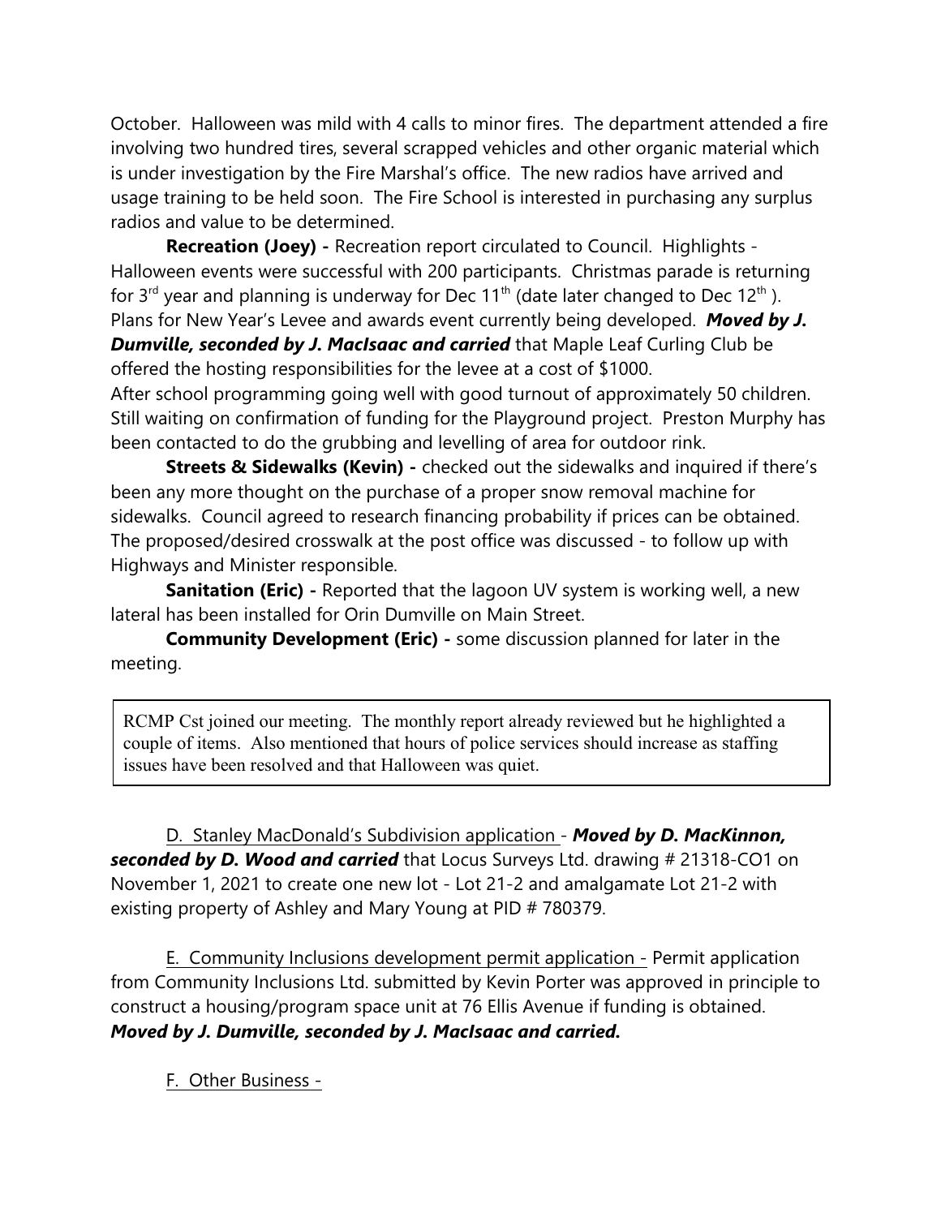October. Halloween was mild with 4 calls to minor fires. The department attended a fire involving two hundred tires, several scrapped vehicles and other organic material which is under investigation by the Fire Marshal's office. The new radios have arrived and usage training to be held soon. The Fire School is interested in purchasing any surplus radios and value to be determined.

**Recreation (Joey) -** Recreation report circulated to Council. Highlights - Halloween events were successful with 200 participants. Christmas parade is returning for 3rd year and planning is underway for Dec 11th (date later changed to Dec 12th ). Plans for New Year's Levee and awards event currently being developed. ***Moved by J. Dumville, seconded by J. MacIsaac and carried*** that Maple Leaf Curling Club be offered the hosting responsibilities for the levee at a cost of $1000.
After school programming going well with good turnout of approximately 50 children. Still waiting on confirmation of funding for the Playground project. Preston Murphy has been contacted to do the grubbing and levelling of area for outdoor rink.

**Streets & Sidewalks (Kevin) -** checked out the sidewalks and inquired if there's been any more thought on the purchase of a proper snow removal machine for sidewalks. Council agreed to research financing probability if prices can be obtained. The proposed/desired crosswalk at the post office was discussed - to follow up with Highways and Minister responsible.

**Sanitation (Eric) -** Reported that the lagoon UV system is working well, a new lateral has been installed for Orin Dumville on Main Street.

**Community Development (Eric) -** some discussion planned for later in the meeting.

RCMP Cst joined our meeting. The monthly report already reviewed but he highlighted a couple of items. Also mentioned that hours of police services should increase as staffing issues have been resolved and that Halloween was quiet.

D. Stanley MacDonald's Subdivision application - ***Moved by D. MacKinnon, seconded by D. Wood and carried*** that Locus Surveys Ltd. drawing # 21318-CO1 on November 1, 2021 to create one new lot - Lot 21-2 and amalgamate Lot 21-2 with existing property of Ashley and Mary Young at PID # 780379.

E. Community Inclusions development permit application - Permit application from Community Inclusions Ltd. submitted by Kevin Porter was approved in principle to construct a housing/program space unit at 76 Ellis Avenue if funding is obtained. ***Moved by J. Dumville, seconded by J. MacIsaac and carried.***

F. Other Business -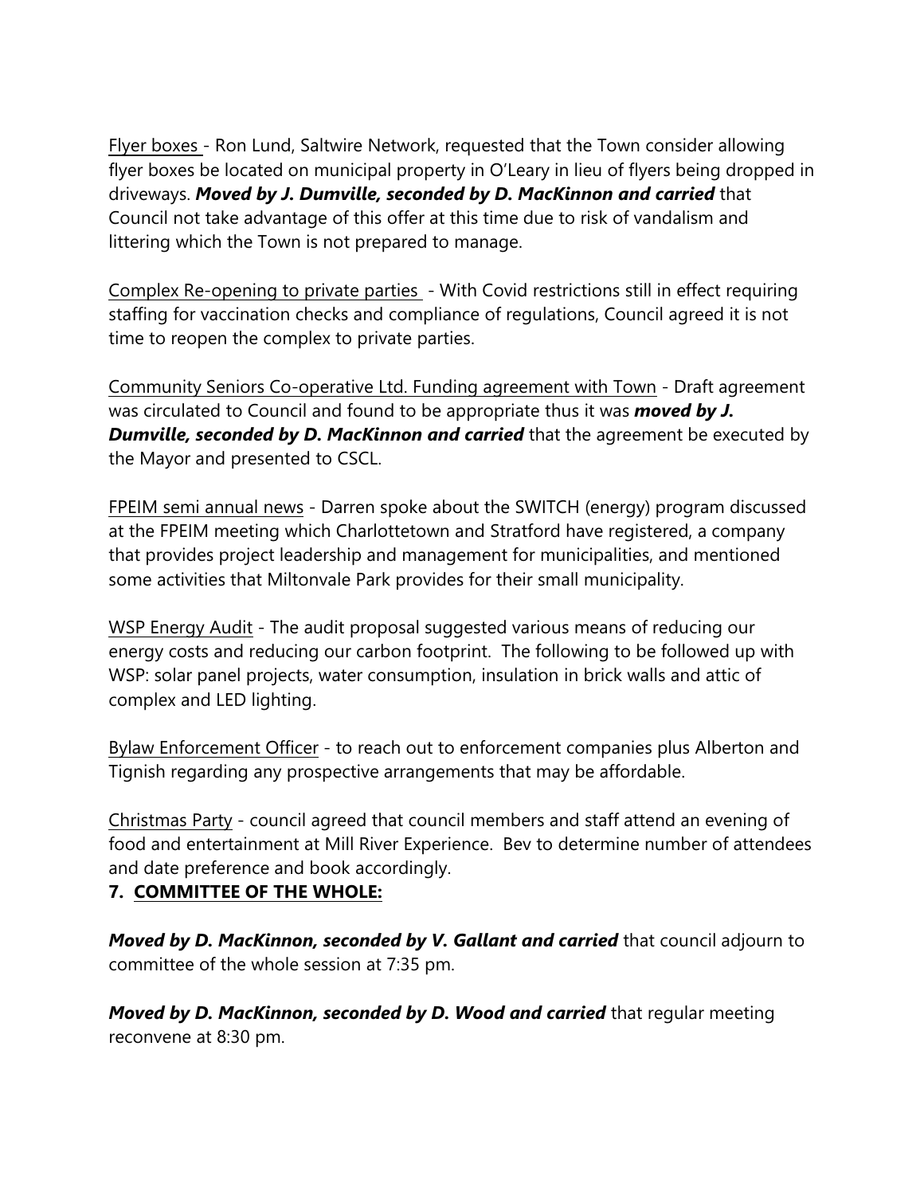Flyer boxes - Ron Lund, Saltwire Network, requested that the Town consider allowing flyer boxes be located on municipal property in O'Leary in lieu of flyers being dropped in driveways. ***Moved by J. Dumville, seconded by D. MacKinnon and carried*** that Council not take advantage of this offer at this time due to risk of vandalism and littering which the Town is not prepared to manage.

Complex Re-opening to private parties - With Covid restrictions still in effect requiring staffing for vaccination checks and compliance of regulations, Council agreed it is not time to reopen the complex to private parties.

Community Seniors Co-operative Ltd. Funding agreement with Town - Draft agreement was circulated to Council and found to be appropriate thus it was ***moved by J. Dumville, seconded by D. MacKinnon and carried*** that the agreement be executed by the Mayor and presented to CSCL.

FPEIM semi annual news - Darren spoke about the SWITCH (energy) program discussed at the FPEIM meeting which Charlottetown and Stratford have registered, a company that provides project leadership and management for municipalities, and mentioned some activities that Miltonvale Park provides for their small municipality.

WSP Energy Audit - The audit proposal suggested various means of reducing our energy costs and reducing our carbon footprint. The following to be followed up with WSP: solar panel projects, water consumption, insulation in brick walls and attic of complex and LED lighting.

Bylaw Enforcement Officer - to reach out to enforcement companies plus Alberton and Tignish regarding any prospective arrangements that may be affordable.

Christmas Party - council agreed that council members and staff attend an evening of food and entertainment at Mill River Experience. Bev to determine number of attendees and date preference and book accordingly.

**7. COMMITTEE OF THE WHOLE:**

***Moved by D. MacKinnon, seconded by V. Gallant and carried*** that council adjourn to committee of the whole session at 7:35 pm.

***Moved by D. MacKinnon, seconded by D. Wood and carried*** that regular meeting reconvene at 8:30 pm.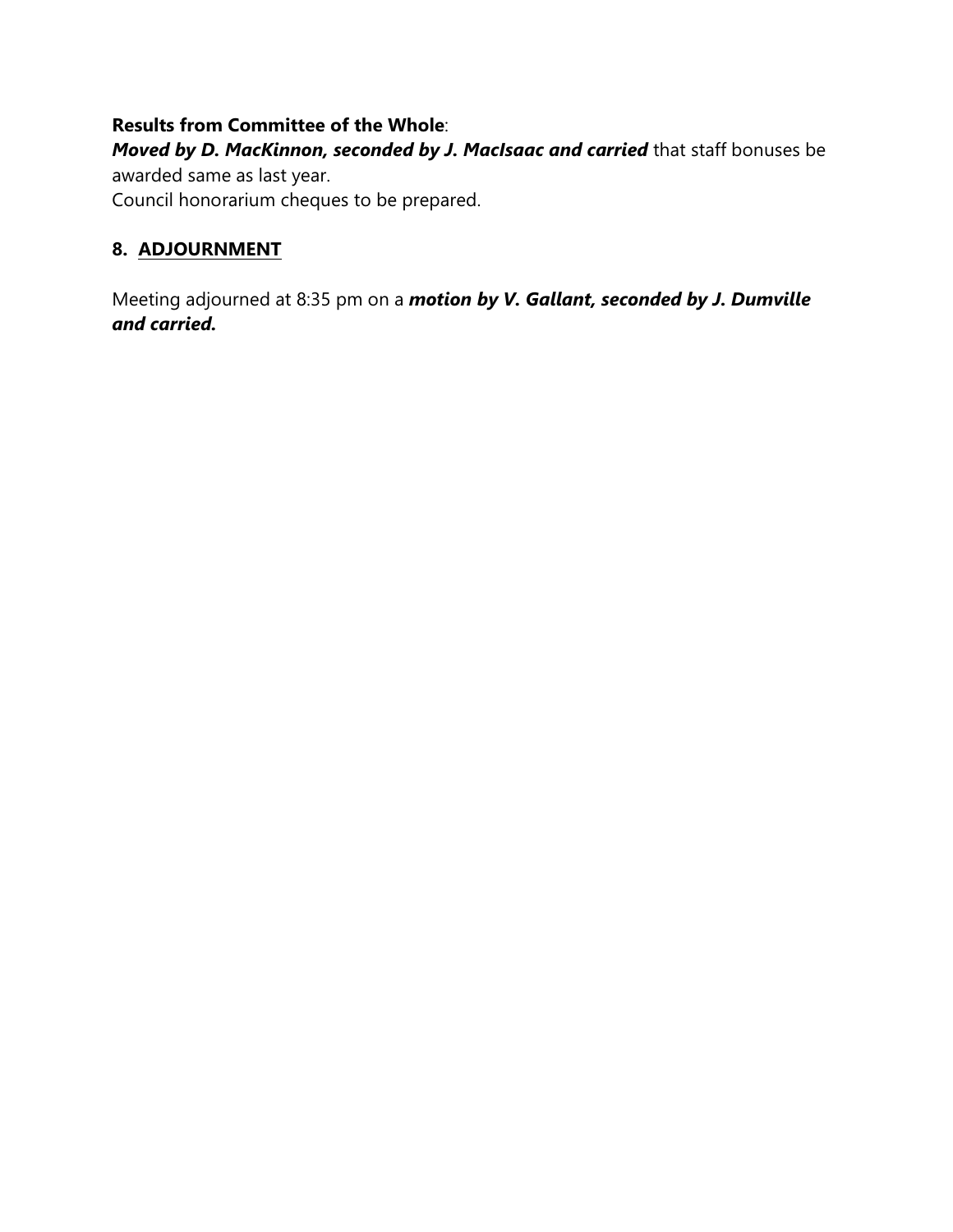**Results from Committee of the Whole**:

***Moved by D. MacKinnon, seconded by J. MacIsaac and carried*** that staff bonuses be awarded same as last year.

Council honorarium cheques to be prepared.

## 8. ADJOURNMENT

Meeting adjourned at 8:35 pm on a ***motion by V. Gallant, seconded by J. Dumville and carried.***